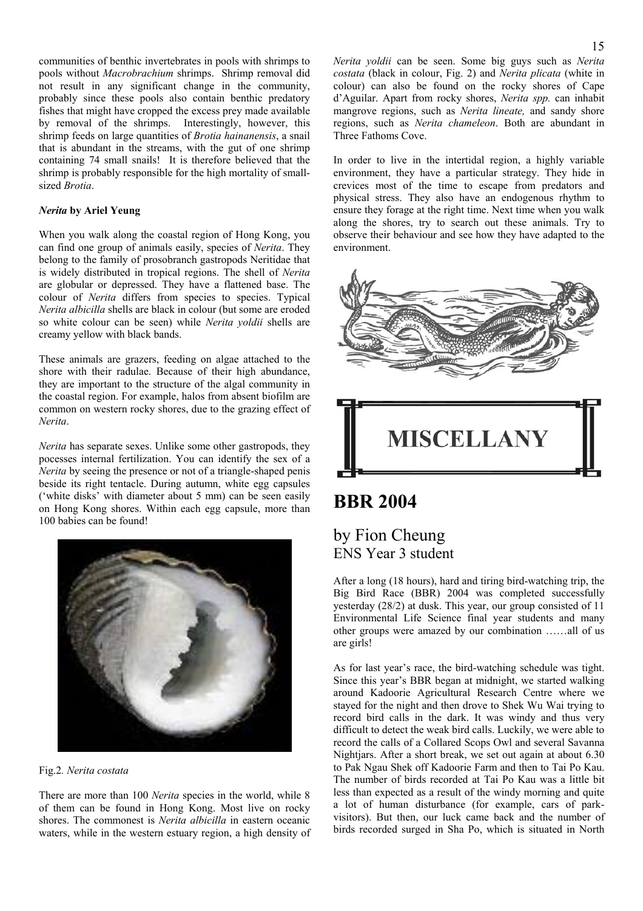communities of benthic invertebrates in pools with shrimps to pools without *Macrobrachium* shrimps. Shrimp removal did not result in any significant change in the community, probably since these pools also contain benthic predatory fishes that might have cropped the excess prey made available by removal of the shrimps. Interestingly, however, this shrimp feeds on large quantities of *Brotia hainanensis*, a snail that is abundant in the streams, with the gut of one shrimp containing 74 small snails! It is therefore believed that the shrimp is probably responsible for the high mortality of small-sized *Brotia*.

### *Nerita* by Ariel Yeung

When you walk along the coastal region of Hong Kong, you can find one group of animals easily, species of *Nerita*. They belong to the family of prosobranch gastropods Neritidae that is widely distributed in tropical regions. The shell of *Nerita* are globular or depressed. They have a flattened base. The colour of *Nerita* differs from species to species. Typical *Nerita albicilla* shells are black in colour (but some are eroded so white colour can be seen) while *Nerita yoldii* shells are creamy yellow with black bands.

These animals are grazers, feeding on algae attached to the shore with their radulae. Because of their high abundance, they are important to the structure of the algal community in the coastal region. For example, halos from absent biofilm are common on western rocky shores, due to the grazing effect of *Nerita*.

*Nerita* has separate sexes. Unlike some other gastropods, they pocesses internal fertilization. You can identify the sex of a *Nerita* by seeing the presence or not of a triangle-shaped penis beside its right tentacle. During autumn, white egg capsules ('white disks' with diameter about 5 mm) can be seen easily on Hong Kong shores. Within each egg capsule, more than 100 babies can be found!

Fig.2. *Nerita costata*

There are more than 100 *Nerita* species in the world, while 8 of them can be found in Hong Kong. Most live on rocky shores. The commonest is *Nerita albicilla* in eastern oceanic waters, while in the western estuary region, a high density of *Nerita yoldii* can be seen. Some big guys such as *Nerita costata* (black in colour, Fig. 2) and *Nerita plicata* (white in colour) can also be found on the rocky shores of Cape d'Aguilar. Apart from rocky shores, *Nerita spp.* can inhabit mangrove regions, such as *Nerita lineate,* and sandy shore regions, such as *Nerita chameleon*. Both are abundant in Three Fathoms Cove.

In order to live in the intertidal region, a highly variable environment, they have a particular strategy. They hide in crevices most of the time to escape from predators and physical stress. They also have an endogenous rhythm to ensure they forage at the right time. Next time when you walk along the shores, try to search out these animals. Try to observe their behaviour and see how they have adapted to the environment.

# MISCELLANY

## BBR 2004

### by Fion Cheung
ENS Year 3 student

After a long (18 hours), hard and tiring bird-watching trip, the Big Bird Race (BBR) 2004 was completed successfully yesterday (28/2) at dusk. This year, our group consisted of 11 Environmental Life Science final year students and many other groups were amazed by our combination ……all of us are girls!

As for last year's race, the bird-watching schedule was tight. Since this year's BBR began at midnight, we started walking around Kadoorie Agricultural Research Centre where we stayed for the night and then drove to Shek Wu Wai trying to record bird calls in the dark. It was windy and thus very difficult to detect the weak bird calls. Luckily, we were able to record the calls of a Collared Scops Owl and several Savanna Nightjars. After a short break, we set out again at about 6.30 to Pak Ngau Shek off Kadoorie Farm and then to Tai Po Kau. The number of birds recorded at Tai Po Kau was a little bit less than expected as a result of the windy morning and quite a lot of human disturbance (for example, cars of park-visitors). But then, our luck came back and the number of birds recorded surged in Sha Po, which is situated in North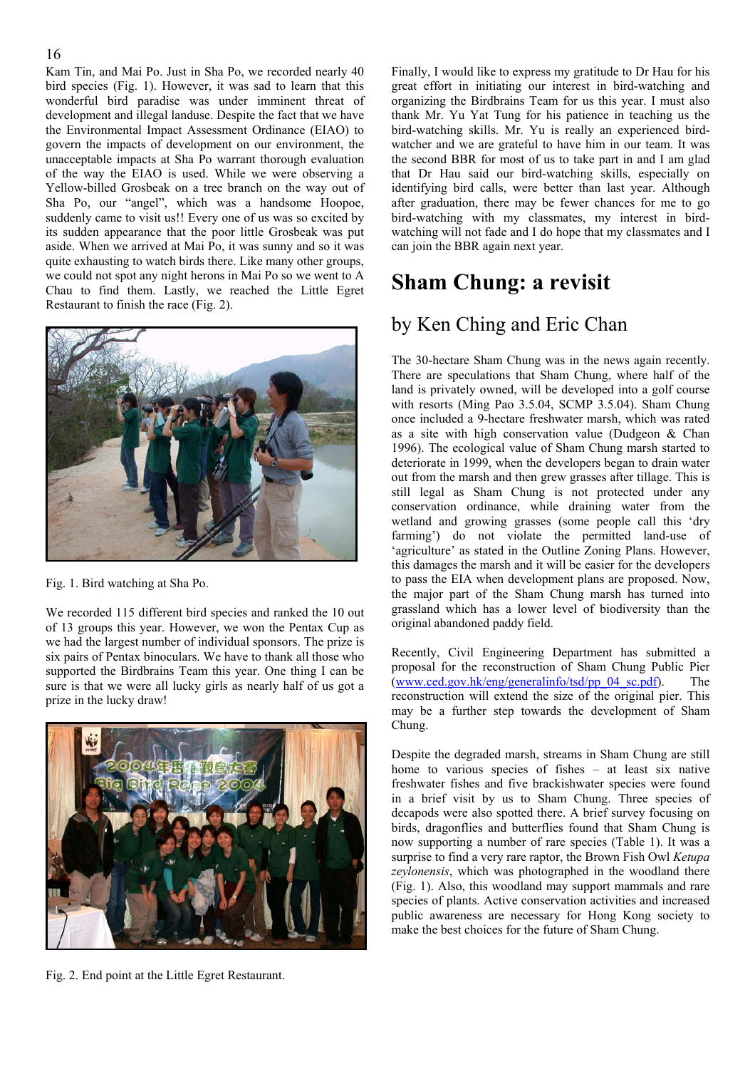Kam Tin, and Mai Po. Just in Sha Po, we recorded nearly 40 bird species (Fig. 1). However, it was sad to learn that this wonderful bird paradise was under imminent threat of development and illegal landuse. Despite the fact that we have the Environmental Impact Assessment Ordinance (EIAO) to govern the impacts of development on our environment, the unacceptable impacts at Sha Po warrant thorough evaluation of the way the EIAO is used. While we were observing a Yellow-billed Grosbeak on a tree branch on the way out of Sha Po, our "angel", which was a handsome Hoopoe, suddenly came to visit us!! Every one of us was so excited by its sudden appearance that the poor little Grosbeak was put aside. When we arrived at Mai Po, it was sunny and so it was quite exhausting to watch birds there. Like many other groups, we could not spot any night herons in Mai Po so we went to A Chau to find them. Lastly, we reached the Little Egret Restaurant to finish the race (Fig. 2).

Fig. 1. Bird watching at Sha Po.

We recorded 115 different bird species and ranked the 10 out of 13 groups this year. However, we won the Pentax Cup as we had the largest number of individual sponsors. The prize is six pairs of Pentax binoculars. We have to thank all those who supported the Birdbrains Team this year. One thing I can be sure is that we were all lucky girls as nearly half of us got a prize in the lucky draw!

Fig. 2. End point at the Little Egret Restaurant.

Finally, I would like to express my gratitude to Dr Hau for his great effort in initiating our interest in bird-watching and organizing the Birdbrains Team for us this year. I must also thank Mr. Yu Yat Tung for his patience in teaching us the bird-watching skills. Mr. Yu is really an experienced bird-watcher and we are grateful to have him in our team. It was the second BBR for most of us to take part in and I am glad that Dr Hau said our bird-watching skills, especially on identifying bird calls, were better than last year. Although after graduation, there may be fewer chances for me to go bird-watching with my classmates, my interest in bird-watching will not fade and I do hope that my classmates and I can join the BBR again next year.

# Sham Chung: a revisit

## by Ken Ching and Eric Chan

The 30-hectare Sham Chung was in the news again recently. There are speculations that Sham Chung, where half of the land is privately owned, will be developed into a golf course with resorts (Ming Pao 3.5.04, SCMP 3.5.04). Sham Chung once included a 9-hectare freshwater marsh, which was rated as a site with high conservation value (Dudgeon & Chan 1996). The ecological value of Sham Chung marsh started to deteriorate in 1999, when the developers began to drain water out from the marsh and then grew grasses after tillage. This is still legal as Sham Chung is not protected under any conservation ordinance, while draining water from the wetland and growing grasses (some people call this 'dry farming') do not violate the permitted land-use of 'agriculture' as stated in the Outline Zoning Plans. However, this damages the marsh and it will be easier for the developers to pass the EIA when development plans are proposed. Now, the major part of the Sham Chung marsh has turned into grassland which has a lower level of biodiversity than the original abandoned paddy field.

Recently, Civil Engineering Department has submitted a proposal for the reconstruction of Sham Chung Public Pier (www.ced.gov.hk/eng/generalinfo/tsd/pp_04_sc.pdf). The reconstruction will extend the size of the original pier. This may be a further step towards the development of Sham Chung.

Despite the degraded marsh, streams in Sham Chung are still home to various species of fishes – at least six native freshwater fishes and five brackishwater species were found in a brief visit by us to Sham Chung. Three species of decapods were also spotted there. A brief survey focusing on birds, dragonflies and butterflies found that Sham Chung is now supporting a number of rare species (Table 1). It was a surprise to find a very rare raptor, the Brown Fish Owl *Ketupa zeylonensis*, which was photographed in the woodland there (Fig. 1). Also, this woodland may support mammals and rare species of plants. Active conservation activities and increased public awareness are necessary for Hong Kong society to make the best choices for the future of Sham Chung.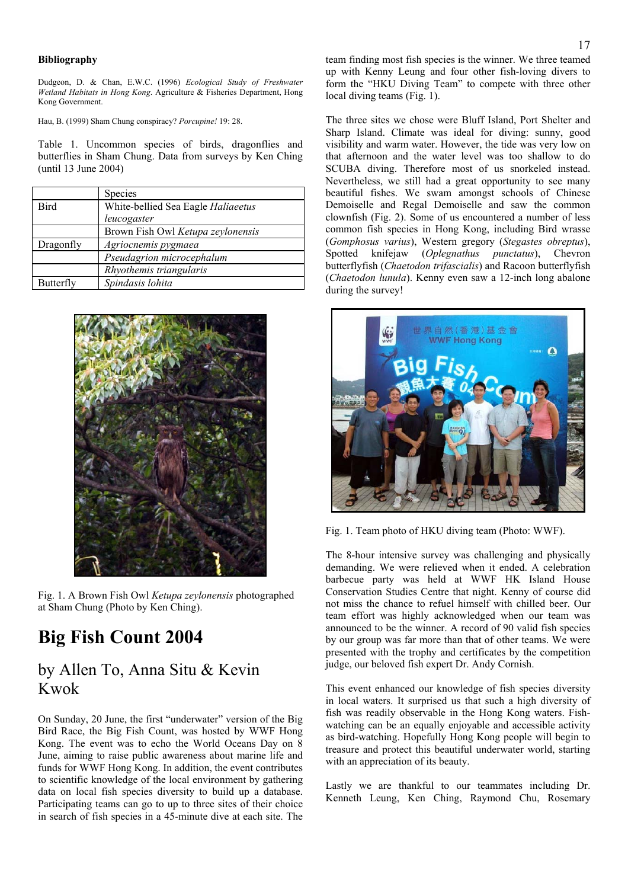**Bibliography**

Dudgeon, D. & Chan, E.W.C. (1996) *Ecological Study of Freshwater Wetland Habitats in Hong Kong*. Agriculture & Fisheries Department, Hong Kong Government.

Hau, B. (1999) Sham Chung conspiracy? *Porcupine!* 19: 28.

Table 1. Uncommon species of birds, dragonflies and butterflies in Sham Chung. Data from surveys by Ken Ching (until 13 June 2004)

| | Species |
|---|---|
| Bird | White-bellied Sea Eagle *Haliaeetus leucogaster* |
| | Brown Fish Owl *Ketupa zeylonensis* |
| Dragonfly | *Agriocnemis pygmaea* |
| | *Pseudagrion microcephalum* |
| | *Rhyothemis triangularis* |
| Butterfly | *Spindasis lohita* |

Fig. 1. A Brown Fish Owl *Ketupa zeylonensis* photographed at Sham Chung (Photo by Ken Ching).

# Big Fish Count 2004

## by Allen To, Anna Situ & Kevin Kwok

On Sunday, 20 June, the first "underwater" version of the Big Bird Race, the Big Fish Count, was hosted by WWF Hong Kong. The event was to echo the World Oceans Day on 8 June, aiming to raise public awareness about marine life and funds for WWF Hong Kong. In addition, the event contributes to scientific knowledge of the local environment by gathering data on local fish species diversity to build up a database. Participating teams can go to up to three sites of their choice in search of fish species in a 45-minute dive at each site. The team finding most fish species is the winner. We three teamed up with Kenny Leung and four other fish-loving divers to form the "HKU Diving Team" to compete with three other local diving teams (Fig. 1).

The three sites we chose were Bluff Island, Port Shelter and Sharp Island. Climate was ideal for diving: sunny, good visibility and warm water. However, the tide was very low on that afternoon and the water level was too shallow to do SCUBA diving. Therefore most of us snorkeled instead. Nevertheless, we still had a great opportunity to see many beautiful fishes. We swam amongst schools of Chinese Demoiselle and Regal Demoiselle and saw the common clownfish (Fig. 2). Some of us encountered a number of less common fish species in Hong Kong, including Bird wrasse (*Gomphosus varius*), Western gregory (*Stegastes obreptus*), Spotted knifejaw (*Oplegnathus punctatus*), Chevron butterflyfish (*Chaetodon trifascialis*) and Racoon butterflyfish (*Chaetodon lunula*). Kenny even saw a 12-inch long abalone during the survey!

Fig. 1. Team photo of HKU diving team (Photo: WWF).

The 8-hour intensive survey was challenging and physically demanding. We were relieved when it ended. A celebration barbecue party was held at WWF HK Island House Conservation Studies Centre that night. Kenny of course did not miss the chance to refuel himself with chilled beer. Our team effort was highly acknowledged when our team was announced to be the winner. A record of 90 valid fish species by our group was far more than that of other teams. We were presented with the trophy and certificates by the competition judge, our beloved fish expert Dr. Andy Cornish.

This event enhanced our knowledge of fish species diversity in local waters. It surprised us that such a high diversity of fish was readily observable in the Hong Kong waters. Fish-watching can be an equally enjoyable and accessible activity as bird-watching. Hopefully Hong Kong people will begin to treasure and protect this beautiful underwater world, starting with an appreciation of its beauty.

Lastly we are thankful to our teammates including Dr. Kenneth Leung, Ken Ching, Raymond Chu, Rosemary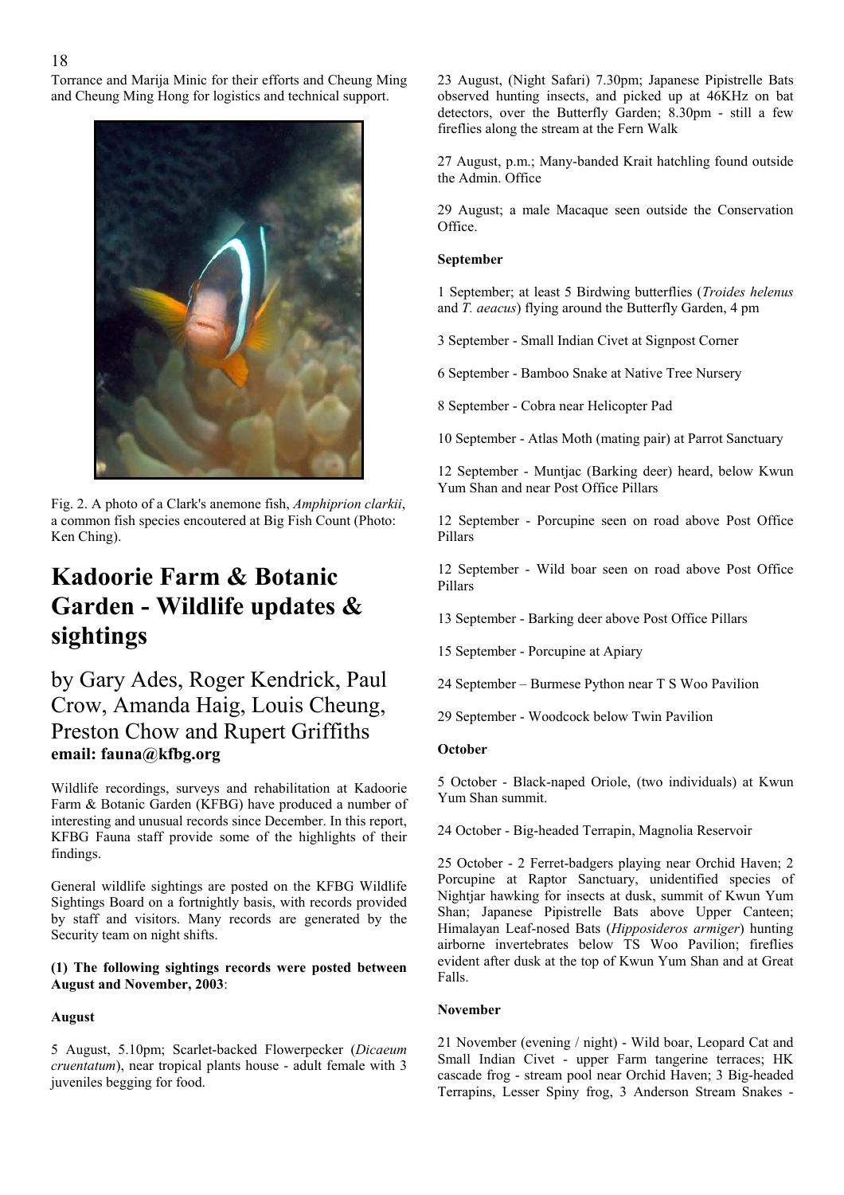Torrance and Marija Minic for their efforts and Cheung Ming and Cheung Ming Hong for logistics and technical support.

Fig. 2. A photo of a Clark's anemone fish, *Amphiprion clarkii*, a common fish species encoutered at Big Fish Count (Photo: Ken Ching).

# Kadoorie Farm & Botanic Garden - Wildlife updates & sightings

## by Gary Ades, Roger Kendrick, Paul Crow, Amanda Haig, Louis Cheung, Preston Chow and Rupert Griffiths

**email: fauna@kfbg.org**

Wildlife recordings, surveys and rehabilitation at Kadoorie Farm & Botanic Garden (KFBG) have produced a number of interesting and unusual records since December. In this report, KFBG Fauna staff provide some of the highlights of their findings.

General wildlife sightings are posted on the KFBG Wildlife Sightings Board on a fortnightly basis, with records provided by staff and visitors. Many records are generated by the Security team on night shifts.

**(1) The following sightings records were posted between August and November, 2003**:

**August**

5 August, 5.10pm; Scarlet-backed Flowerpecker (*Dicaeum cruentatum*), near tropical plants house - adult female with 3 juveniles begging for food.

23 August, (Night Safari) 7.30pm; Japanese Pipistrelle Bats observed hunting insects, and picked up at 46KHz on bat detectors, over the Butterfly Garden; 8.30pm - still a few fireflies along the stream at the Fern Walk

27 August, p.m.; Many-banded Krait hatchling found outside the Admin. Office

29 August; a male Macaque seen outside the Conservation Office.

**September**

1 September; at least 5 Birdwing butterflies (*Troides helenus* and *T. aeacus*) flying around the Butterfly Garden, 4 pm

3 September - Small Indian Civet at Signpost Corner

6 September - Bamboo Snake at Native Tree Nursery

8 September - Cobra near Helicopter Pad

10 September - Atlas Moth (mating pair) at Parrot Sanctuary

12 September - Muntjac (Barking deer) heard, below Kwun Yum Shan and near Post Office Pillars

12 September - Porcupine seen on road above Post Office Pillars

12 September - Wild boar seen on road above Post Office Pillars

13 September - Barking deer above Post Office Pillars

15 September - Porcupine at Apiary

24 September – Burmese Python near T S Woo Pavilion

29 September - Woodcock below Twin Pavilion

**October**

5 October - Black-naped Oriole, (two individuals) at Kwun Yum Shan summit.

24 October - Big-headed Terrapin, Magnolia Reservoir

25 October - 2 Ferret-badgers playing near Orchid Haven; 2 Porcupine at Raptor Sanctuary, unidentified species of Nightjar hawking for insects at dusk, summit of Kwun Yum Shan; Japanese Pipistrelle Bats above Upper Canteen; Himalayan Leaf-nosed Bats (*Hipposideros armiger*) hunting airborne invertebrates below TS Woo Pavilion; fireflies evident after dusk at the top of Kwun Yum Shan and at Great Falls.

**November**

21 November (evening / night) - Wild boar, Leopard Cat and Small Indian Civet - upper Farm tangerine terraces; HK cascade frog - stream pool near Orchid Haven; 3 Big-headed Terrapins, Lesser Spiny frog, 3 Anderson Stream Snakes -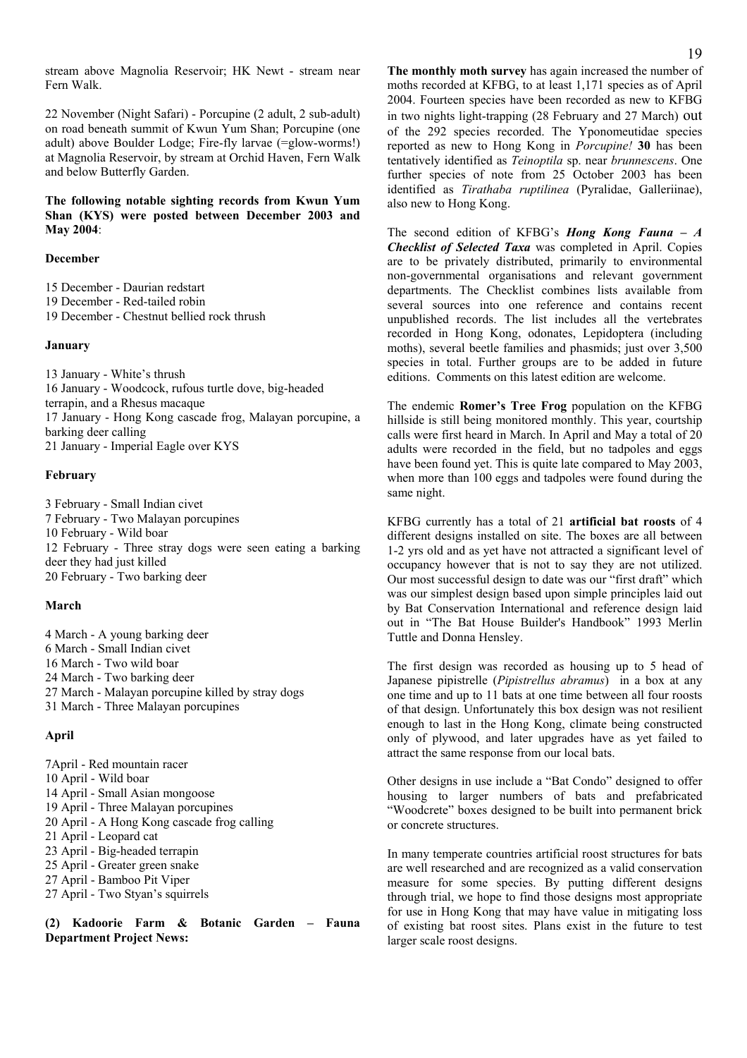stream above Magnolia Reservoir; HK Newt - stream near Fern Walk.

22 November (Night Safari) - Porcupine (2 adult, 2 sub-adult) on road beneath summit of Kwun Yum Shan; Porcupine (one adult) above Boulder Lodge; Fire-fly larvae (=glow-worms!) at Magnolia Reservoir, by stream at Orchid Haven, Fern Walk and below Butterfly Garden.

**The following notable sighting records from Kwun Yum Shan (KYS) were posted between December 2003 and May 2004**:

**December**

15 December - Daurian redstart
19 December - Red-tailed robin
19 December - Chestnut bellied rock thrush

**January**

13 January - White's thrush
16 January - Woodcock, rufous turtle dove, big-headed terrapin, and a Rhesus macaque
17 January - Hong Kong cascade frog, Malayan porcupine, a barking deer calling
21 January - Imperial Eagle over KYS

**February**

3 February - Small Indian civet
7 February - Two Malayan porcupines
10 February - Wild boar
12 February - Three stray dogs were seen eating a barking deer they had just killed
20 February - Two barking deer

**March**

4 March - A young barking deer
6 March - Small Indian civet
16 March - Two wild boar
24 March - Two barking deer
27 March - Malayan porcupine killed by stray dogs
31 March - Three Malayan porcupines

**April**

7April - Red mountain racer
10 April - Wild boar
14 April - Small Asian mongoose
19 April - Three Malayan porcupines
20 April - A Hong Kong cascade frog calling
21 April - Leopard cat
23 April - Big-headed terrapin
25 April - Greater green snake
27 April - Bamboo Pit Viper
27 April - Two Styan's squirrels

**(2) Kadoorie Farm & Botanic Garden – Fauna Department Project News:**

**The monthly moth survey** has again increased the number of moths recorded at KFBG, to at least 1,171 species as of April 2004. Fourteen species have been recorded as new to KFBG in two nights light-trapping (28 February and 27 March) out of the 292 species recorded. The Yponomeutidae species reported as new to Hong Kong in *Porcupine!* **30** has been tentatively identified as *Teinoptila* sp. near *brunnescens*. One further species of note from 25 October 2003 has been identified as *Tirathaba ruptilinea* (Pyralidae, Galleriinae), also new to Hong Kong.

The second edition of KFBG's ***Hong Kong Fauna – A Checklist of Selected Taxa*** was completed in April. Copies are to be privately distributed, primarily to environmental non-governmental organisations and relevant government departments. The Checklist combines lists available from several sources into one reference and contains recent unpublished records. The list includes all the vertebrates recorded in Hong Kong, odonates, Lepidoptera (including moths), several beetle families and phasmids; just over 3,500 species in total. Further groups are to be added in future editions. Comments on this latest edition are welcome.

The endemic **Romer's Tree Frog** population on the KFBG hillside is still being monitored monthly. This year, courtship calls were first heard in March. In April and May a total of 20 adults were recorded in the field, but no tadpoles and eggs have been found yet. This is quite late compared to May 2003, when more than 100 eggs and tadpoles were found during the same night.

KFBG currently has a total of 21 **artificial bat roosts** of 4 different designs installed on site. The boxes are all between 1-2 yrs old and as yet have not attracted a significant level of occupancy however that is not to say they are not utilized. Our most successful design to date was our "first draft" which was our simplest design based upon simple principles laid out by Bat Conservation International and reference design laid out in "The Bat House Builder's Handbook" 1993 Merlin Tuttle and Donna Hensley.

The first design was recorded as housing up to 5 head of Japanese pipistrelle (*Pipistrellus abramus*) in a box at any one time and up to 11 bats at one time between all four roosts of that design. Unfortunately this box design was not resilient enough to last in the Hong Kong, climate being constructed only of plywood, and later upgrades have as yet failed to attract the same response from our local bats.

Other designs in use include a "Bat Condo" designed to offer housing to larger numbers of bats and prefabricated "Woodcrete" boxes designed to be built into permanent brick or concrete structures.

In many temperate countries artificial roost structures for bats are well researched and are recognized as a valid conservation measure for some species. By putting different designs through trial, we hope to find those designs most appropriate for use in Hong Kong that may have value in mitigating loss of existing bat roost sites. Plans exist in the future to test larger scale roost designs.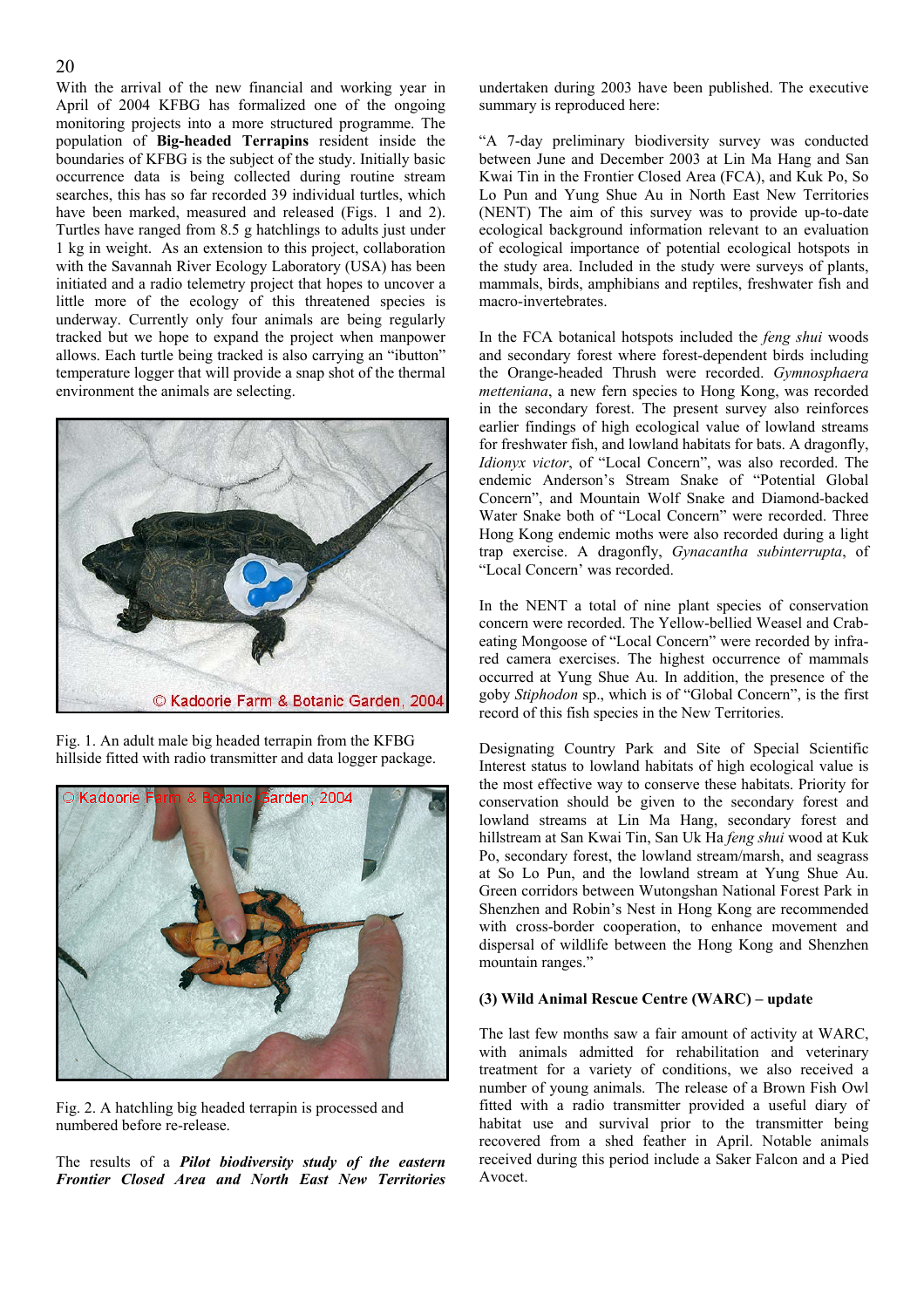With the arrival of the new financial and working year in April of 2004 KFBG has formalized one of the ongoing monitoring projects into a more structured programme. The population of **Big-headed Terrapins** resident inside the boundaries of KFBG is the subject of the study. Initially basic occurrence data is being collected during routine stream searches, this has so far recorded 39 individual turtles, which have been marked, measured and released (Figs. 1 and 2). Turtles have ranged from 8.5 g hatchlings to adults just under 1 kg in weight. As an extension to this project, collaboration with the Savannah River Ecology Laboratory (USA) has been initiated and a radio telemetry project that hopes to uncover a little more of the ecology of this threatened species is underway. Currently only four animals are being regularly tracked but we hope to expand the project when manpower allows. Each turtle being tracked is also carrying an "ibutton" temperature logger that will provide a snap shot of the thermal environment the animals are selecting.

© Kadoorie Farm & Botanic Garden, 2004

Fig. 1. An adult male big headed terrapin from the KFBG hillside fitted with radio transmitter and data logger package.

© Kadoorie Farm & Botanic Garden, 2004

Fig. 2. A hatchling big headed terrapin is processed and numbered before re-release.

The results of a ***Pilot biodiversity study of the eastern Frontier Closed Area and North East New Territories*** undertaken during 2003 have been published. The executive summary is reproduced here:

"A 7-day preliminary biodiversity survey was conducted between June and December 2003 at Lin Ma Hang and San Kwai Tin in the Frontier Closed Area (FCA), and Kuk Po, So Lo Pun and Yung Shue Au in North East New Territories (NENT) The aim of this survey was to provide up-to-date ecological background information relevant to an evaluation of ecological importance of potential ecological hotspots in the study area. Included in the study were surveys of plants, mammals, birds, amphibians and reptiles, freshwater fish and macro-invertebrates.

In the FCA botanical hotspots included the *feng shui* woods and secondary forest where forest-dependent birds including the Orange-headed Thrush were recorded. *Gymnosphaera metteniana*, a new fern species to Hong Kong, was recorded in the secondary forest. The present survey also reinforces earlier findings of high ecological value of lowland streams for freshwater fish, and lowland habitats for bats. A dragonfly, *Idionyx victor*, of "Local Concern", was also recorded. The endemic Anderson's Stream Snake of "Potential Global Concern", and Mountain Wolf Snake and Diamond-backed Water Snake both of "Local Concern" were recorded. Three Hong Kong endemic moths were also recorded during a light trap exercise. A dragonfly, *Gynacantha subinterrupta*, of "Local Concern' was recorded.

In the NENT a total of nine plant species of conservation concern were recorded. The Yellow-bellied Weasel and Crab-eating Mongoose of "Local Concern" were recorded by infra-red camera exercises. The highest occurrence of mammals occurred at Yung Shue Au. In addition, the presence of the goby *Stiphodon* sp., which is of "Global Concern", is the first record of this fish species in the New Territories.

Designating Country Park and Site of Special Scientific Interest status to lowland habitats of high ecological value is the most effective way to conserve these habitats. Priority for conservation should be given to the secondary forest and lowland streams at Lin Ma Hang, secondary forest and hillstream at San Kwai Tin, San Uk Ha *feng shui* wood at Kuk Po, secondary forest, the lowland stream/marsh, and seagrass at So Lo Pun, and the lowland stream at Yung Shue Au. Green corridors between Wutongshan National Forest Park in Shenzhen and Robin's Nest in Hong Kong are recommended with cross-border cooperation, to enhance movement and dispersal of wildlife between the Hong Kong and Shenzhen mountain ranges."

**(3) Wild Animal Rescue Centre (WARC) – update**

The last few months saw a fair amount of activity at WARC, with animals admitted for rehabilitation and veterinary treatment for a variety of conditions, we also received a number of young animals. The release of a Brown Fish Owl fitted with a radio transmitter provided a useful diary of habitat use and survival prior to the transmitter being recovered from a shed feather in April. Notable animals received during this period include a Saker Falcon and a Pied Avocet.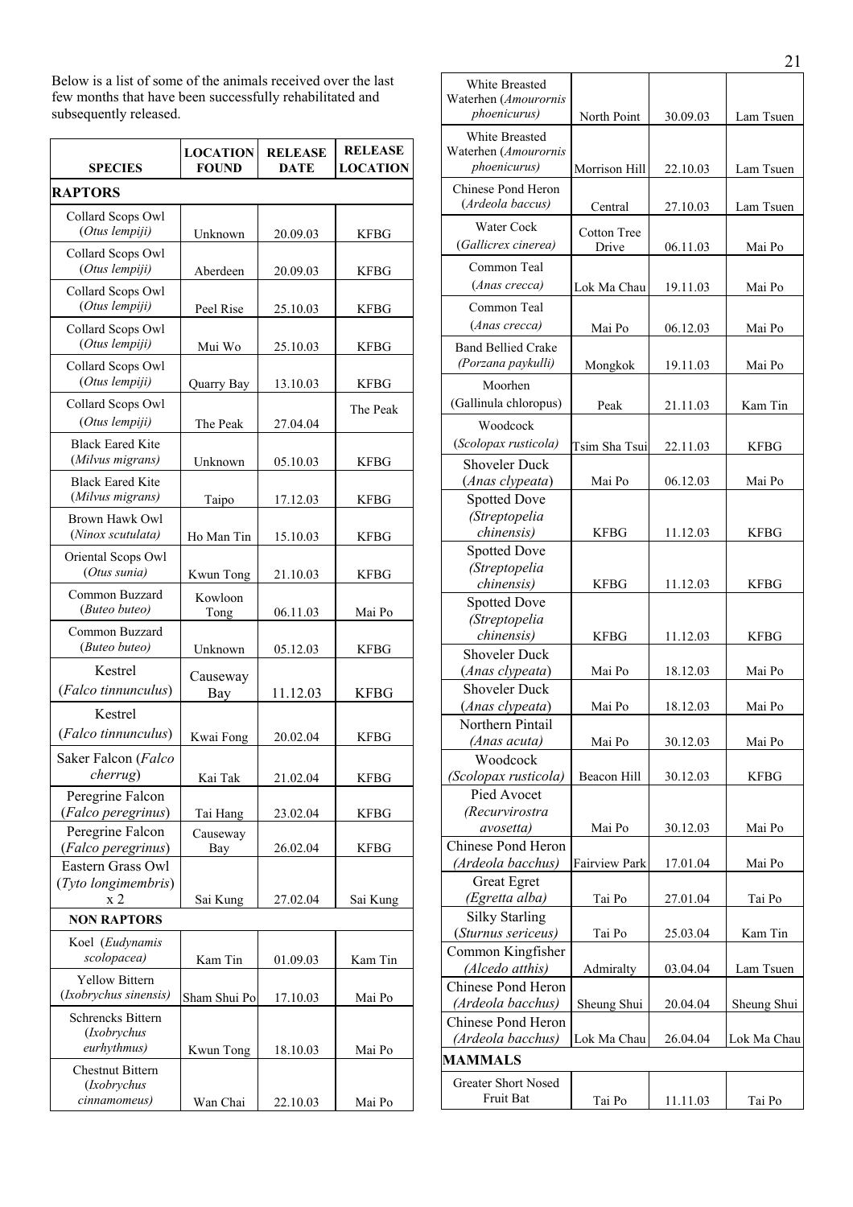Below is a list of some of the animals received over the last few months that have been successfully rehabilitated and subsequently released.

| SPECIES | LOCATION FOUND | RELEASE DATE | RELEASE LOCATION |
|---|---|---|---|
| **RAPTORS** | | | |
| Collard Scops Owl (*Otus lempiji*) | Unknown | 20.09.03 | KFBG |
| Collard Scops Owl (*Otus lempiji*) | Aberdeen | 20.09.03 | KFBG |
| Collard Scops Owl (*Otus lempiji*) | Peel Rise | 25.10.03 | KFBG |
| Collard Scops Owl (*Otus lempiji*) | Mui Wo | 25.10.03 | KFBG |
| Collard Scops Owl (*Otus lempiji*) | Quarry Bay | 13.10.03 | KFBG |
| Collard Scops Owl (*Otus lempiji*) | The Peak | 27.04.04 | The Peak |
| Black Eared Kite (*Milvus migrans*) | Unknown | 05.10.03 | KFBG |
| Black Eared Kite (*Milvus migrans*) | Taipo | 17.12.03 | KFBG |
| Brown Hawk Owl (*Ninox scutulata*) | Ho Man Tin | 15.10.03 | KFBG |
| Oriental Scops Owl (*Otus sunia*) | Kwun Tong | 21.10.03 | KFBG |
| Common Buzzard (*Buteo buteo*) | Kowloon Tong | 06.11.03 | Mai Po |
| Common Buzzard (*Buteo buteo*) | Unknown | 05.12.03 | KFBG |
| Kestrel (*Falco tinnunculus*) | Causeway Bay | 11.12.03 | KFBG |
| Kestrel (*Falco tinnunculus*) | Kwai Fong | 20.02.04 | KFBG |
| Saker Falcon (*Falco cherrug*) | Kai Tak | 21.02.04 | KFBG |
| Peregrine Falcon (*Falco peregrinus*) | Tai Hang | 23.02.04 | KFBG |
| Peregrine Falcon (*Falco peregrinus*) | Causeway Bay | 26.02.04 | KFBG |
| Eastern Grass Owl (*Tyto longimembris*) x 2 | Sai Kung | 27.02.04 | Sai Kung |
| **NON RAPTORS** | | | |
| Koel (*Eudynamis scolopacea*) | Kam Tin | 01.09.03 | Kam Tin |
| Yellow Bittern (*Ixobrychus sinensis*) | Sham Shui Po | 17.10.03 | Mai Po |
| Schrencks Bittern (*Ixobrychus eurhythmus*) | Kwun Tong | 18.10.03 | Mai Po |
| Chestnut Bittern (*Ixobrychus cinnamomeus*) | Wan Chai | 22.10.03 | Mai Po |
| White Breasted Waterhen (*Amourornis phoenicurus*) | North Point | 30.09.03 | Lam Tsuen |
| White Breasted Waterhen (*Amourornis phoenicurus*) | Morrison Hill | 22.10.03 | Lam Tsuen |
| Chinese Pond Heron (*Ardeola baccus*) | Central | 27.10.03 | Lam Tsuen |
| Water Cock (*Gallicrex cinerea*) | Cotton Tree Drive | 06.11.03 | Mai Po |
| Common Teal (*Anas crecca*) | Lok Ma Chau | 19.11.03 | Mai Po |
| Common Teal (*Anas crecca*) | Mai Po | 06.12.03 | Mai Po |
| Band Bellied Crake (*Porzana paykulli*) | Mongkok | 19.11.03 | Mai Po |
| Moorhen (Gallinula chloropus) | Peak | 21.11.03 | Kam Tin |
| Woodcock (*Scolopax rusticola*) | Tsim Sha Tsui | 22.11.03 | KFBG |
| Shoveler Duck (*Anas clypeata*) | Mai Po | 06.12.03 | Mai Po |
| Spotted Dove (*Streptopelia chinensis*) | KFBG | 11.12.03 | KFBG |
| Spotted Dove (*Streptopelia chinensis*) | KFBG | 11.12.03 | KFBG |
| Spotted Dove (*Streptopelia chinensis*) | KFBG | 11.12.03 | KFBG |
| Shoveler Duck (*Anas clypeata*) | Mai Po | 18.12.03 | Mai Po |
| Shoveler Duck (*Anas clypeata*) | Mai Po | 18.12.03 | Mai Po |
| Northern Pintail (*Anas acuta*) | Mai Po | 30.12.03 | Mai Po |
| Woodcock (*Scolopax rusticola*) | Beacon Hill | 30.12.03 | KFBG |
| Pied Avocet (*Recurvirostra avosetta*) | Mai Po | 30.12.03 | Mai Po |
| Chinese Pond Heron (*Ardeola bacchus*) | Fairview Park | 17.01.04 | Mai Po |
| Great Egret (*Egretta alba*) | Tai Po | 27.01.04 | Tai Po |
| Silky Starling (*Sturnus sericeus*) | Tai Po | 25.03.04 | Kam Tin |
| Common Kingfisher (*Alcedo atthis*) | Admiralty | 03.04.04 | Lam Tsuen |
| Chinese Pond Heron (*Ardeola bacchus*) | Sheung Shui | 20.04.04 | Sheung Shui |
| Chinese Pond Heron (*Ardeola bacchus*) | Lok Ma Chau | 26.04.04 | Lok Ma Chau |
| **MAMMALS** | | | |
| Greater Short Nosed Fruit Bat | Tai Po | 11.11.03 | Tai Po |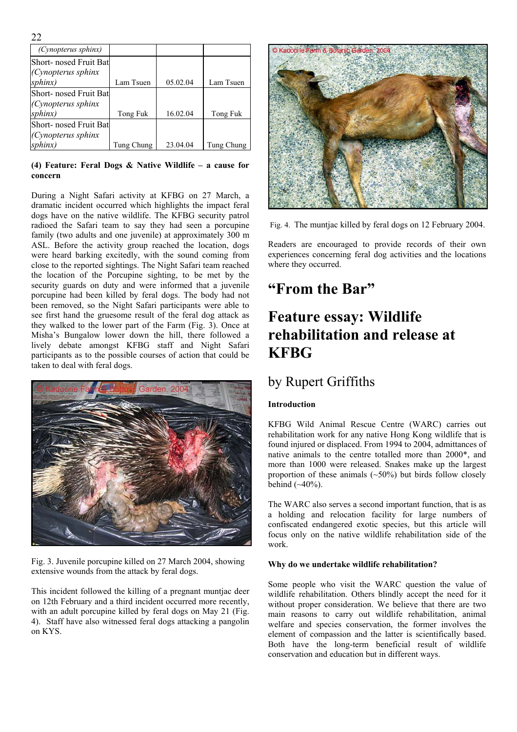| | | | |
|---|---|---|---|
| *(Cynopterus sphinx)* | | | |
| Short- nosed Fruit Bat *(Cynopterus sphinx sphinx)* | Lam Tsuen | 05.02.04 | Lam Tsuen |
| Short- nosed Fruit Bat *(Cynopterus sphinx sphinx)* | Tong Fuk | 16.02.04 | Tong Fuk |
| Short- nosed Fruit Bat *(Cynopterus sphinx sphinx)* | Tung Chung | 23.04.04 | Tung Chung |

**(4) Feature: Feral Dogs & Native Wildlife – a cause for concern**

During a Night Safari activity at KFBG on 27 March, a dramatic incident occurred which highlights the impact feral dogs have on the native wildlife. The KFBG security patrol radioed the Safari team to say they had seen a porcupine family (two adults and one juvenile) at approximately 300 m ASL. Before the activity group reached the location, dogs were heard barking excitedly, with the sound coming from close to the reported sightings. The Night Safari team reached the location of the Porcupine sighting, to be met by the security guards on duty and were informed that a juvenile porcupine had been killed by feral dogs. The body had not been removed, so the Night Safari participants were able to see first hand the gruesome result of the feral dog attack as they walked to the lower part of the Farm (Fig. 3). Once at Misha's Bungalow lower down the hill, there followed a lively debate amongst KFBG staff and Night Safari participants as to the possible courses of action that could be taken to deal with feral dogs.

Fig. 3. Juvenile porcupine killed on 27 March 2004, showing extensive wounds from the attack by feral dogs.

This incident followed the killing of a pregnant muntjac deer on 12th February and a third incident occurred more recently, with an adult porcupine killed by feral dogs on May 21 (Fig. 4). Staff have also witnessed feral dogs attacking a pangolin on KYS.

Fig. 4. The muntjac killed by feral dogs on 12 February 2004.

Readers are encouraged to provide records of their own experiences concerning feral dog activities and the locations where they occurred.

# "From the Bar"

# Feature essay: Wildlife rehabilitation and release at KFBG

## by Rupert Griffiths

**Introduction**

KFBG Wild Animal Rescue Centre (WARC) carries out rehabilitation work for any native Hong Kong wildlife that is found injured or displaced. From 1994 to 2004, admittances of native animals to the centre totalled more than 2000*, and more than 1000 were released. Snakes make up the largest proportion of these animals (~50%) but birds follow closely behind (~40%).

The WARC also serves a second important function, that is as a holding and relocation facility for large numbers of confiscated endangered exotic species, but this article will focus only on the native wildlife rehabilitation side of the work.

**Why do we undertake wildlife rehabilitation?**

Some people who visit the WARC question the value of wildlife rehabilitation. Others blindly accept the need for it without proper consideration. We believe that there are two main reasons to carry out wildlife rehabilitation, animal welfare and species conservation, the former involves the element of compassion and the latter is scientifically based. Both have the long-term beneficial result of wildlife conservation and education but in different ways.